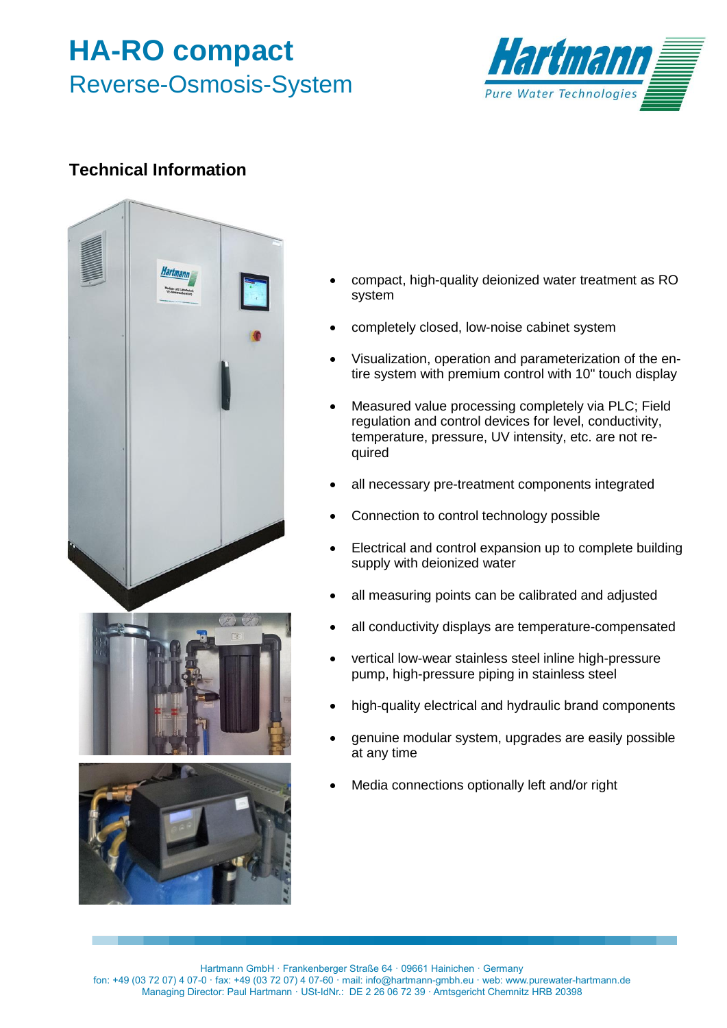# HA-RO compact
## Reverse-Osmosis-System

### Technical Information

- compact, high-quality deionized water treatment as RO system
- completely closed, low-noise cabinet system
- Visualization, operation and parameterization of the entire system with premium control with 10" touch display
- Measured value processing completely via PLC; Field regulation and control devices for level, conductivity, temperature, pressure, UV intensity, etc. are not required
- all necessary pre-treatment components integrated
- Connection to control technology possible
- Electrical and control expansion up to complete building supply with deionized water
- all measuring points can be calibrated and adjusted
- all conductivity displays are temperature-compensated
- vertical low-wear stainless steel inline high-pressure pump, high-pressure piping in stainless steel
- high-quality electrical and hydraulic brand components
- genuine modular system, upgrades are easily possible at any time
- Media connections optionally left and/or right

Hartmann GmbH · Frankenberger Straße 64 · 09661 Hainichen · Germany
fon: +49 (03 72 07) 4 07-0 · fax: +49 (03 72 07) 4 07-60 · mail: info@hartmann-gmbh.eu · web: www.purewater-hartmann.de
Managing Director: Paul Hartmann · USt-IdNr.: DE 2 26 06 72 39 · Amtsgericht Chemnitz HRB 20398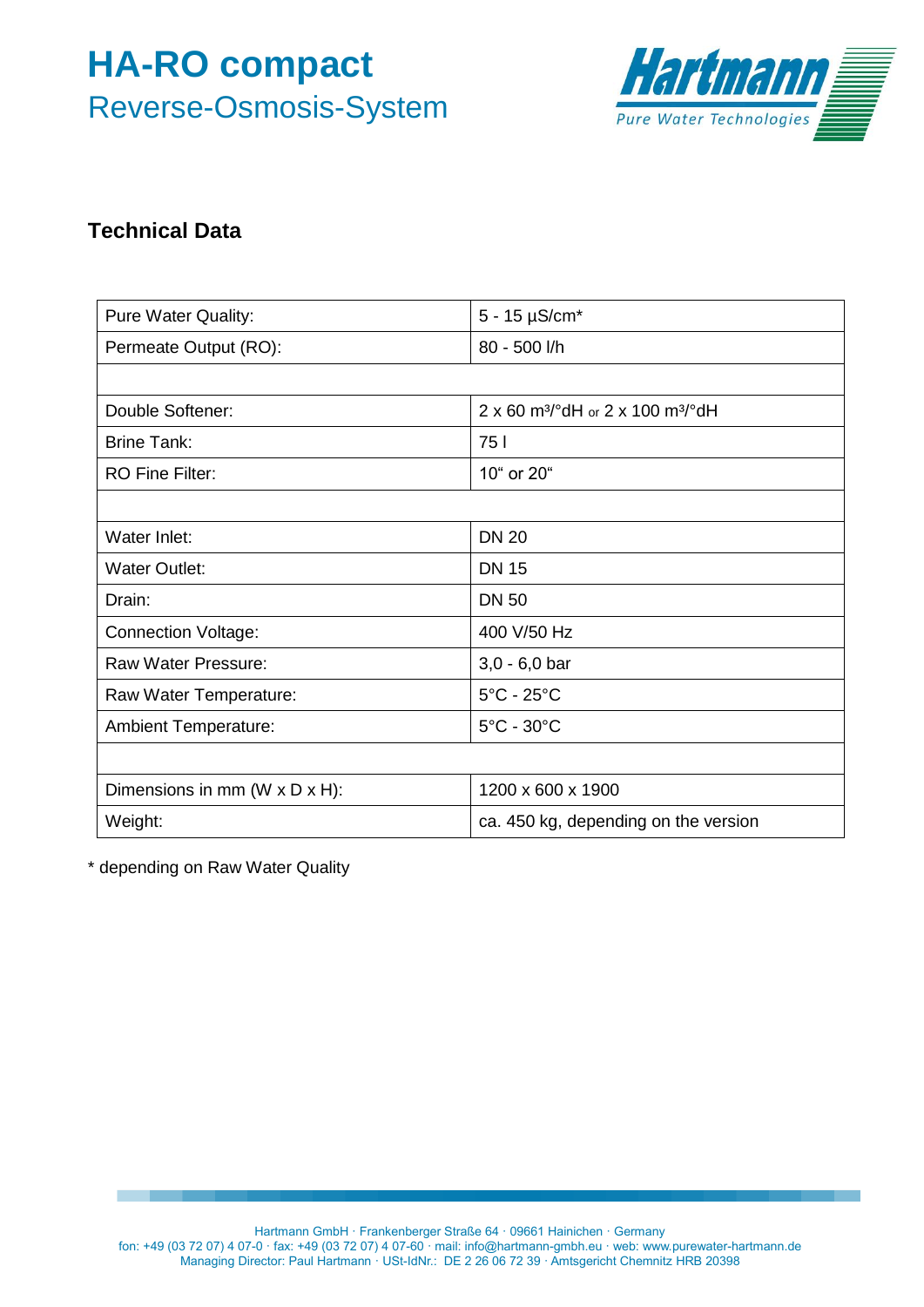# HA-RO compact

## Reverse-Osmosis-System

### Technical Data

| | |
|---|---|
| Pure Water Quality: | 5 - 15 µS/cm* |
| Permeate Output (RO): | 80 - 500 l/h |
| | |
| Double Softener: | 2 x 60 m³/°dH or 2 x 100 m³/°dH |
| Brine Tank: | 75 l |
| RO Fine Filter: | 10“ or 20“ |
| | |
| Water Inlet: | DN 20 |
| Water Outlet: | DN 15 |
| Drain: | DN 50 |
| Connection Voltage: | 400 V/50 Hz |
| Raw Water Pressure: | 3,0 - 6,0 bar |
| Raw Water Temperature: | 5°C - 25°C |
| Ambient Temperature: | 5°C - 30°C |
| | |
| Dimensions in mm (W x D x H): | 1200 x 600 x 1900 |
| Weight: | ca. 450 kg, depending on the version |

* depending on Raw Water Quality